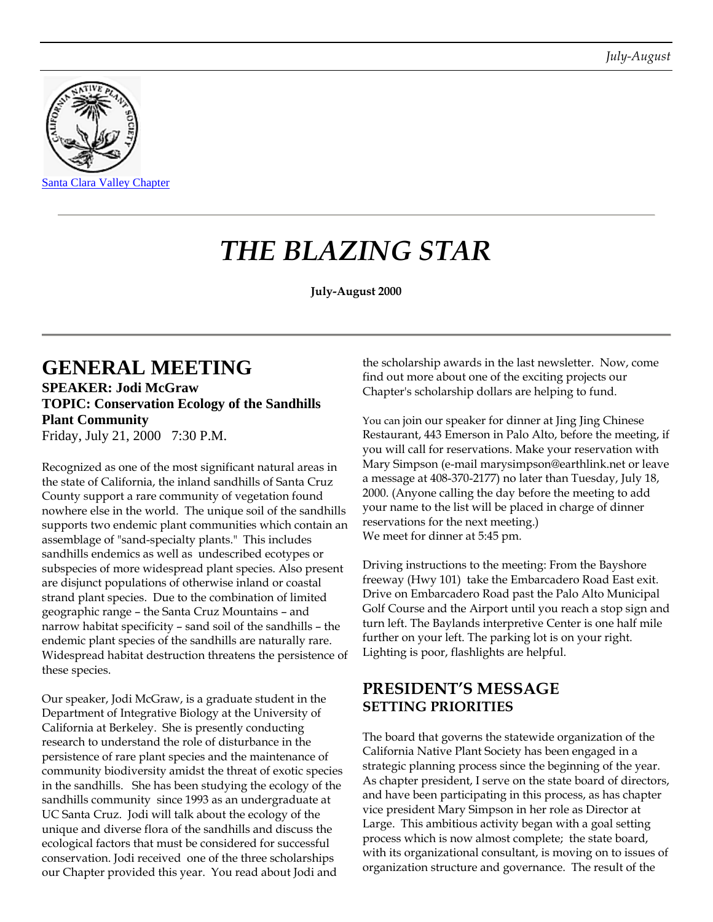Santa Clara Valley Chapter

# THE BLAZING STAR

**July-August 2000**

## GENERAL MEETING

**SPEAKER: Jodi McGraw**
**TOPIC: Conservation Ecology of the Sandhills Plant Community**
Friday, July 21, 2000 7:30 P.M.

Recognized as one of the most significant natural areas in the state of California, the inland sandhills of Santa Cruz County support a rare community of vegetation found nowhere else in the world. The unique soil of the sandhills supports two endemic plant communities which contain an assemblage of "sand-specialty plants." This includes sandhills endemics as well as undescribed ecotypes or subspecies of more widespread plant species. Also present are disjunct populations of otherwise inland or coastal strand plant species. Due to the combination of limited geographic range – the Santa Cruz Mountains – and narrow habitat specificity – sand soil of the sandhills – the endemic plant species of the sandhills are naturally rare. Widespread habitat destruction threatens the persistence of these species.

Our speaker, Jodi McGraw, is a graduate student in the Department of Integrative Biology at the University of California at Berkeley. She is presently conducting research to understand the role of disturbance in the persistence of rare plant species and the maintenance of community biodiversity amidst the threat of exotic species in the sandhills. She has been studying the ecology of the sandhills community since 1993 as an undergraduate at UC Santa Cruz. Jodi will talk about the ecology of the unique and diverse flora of the sandhills and discuss the ecological factors that must be considered for successful conservation. Jodi received one of the three scholarships our Chapter provided this year. You read about Jodi and the scholarship awards in the last newsletter. Now, come find out more about one of the exciting projects our Chapter's scholarship dollars are helping to fund.

You can join our speaker for dinner at Jing Jing Chinese Restaurant, 443 Emerson in Palo Alto, before the meeting, if you will call for reservations. Make your reservation with Mary Simpson (e-mail marysimpson@earthlink.net or leave a message at 408-370-2177) no later than Tuesday, July 18, 2000. (Anyone calling the day before the meeting to add your name to the list will be placed in charge of dinner reservations for the next meeting.)
We meet for dinner at 5:45 pm.

Driving instructions to the meeting: From the Bayshore freeway (Hwy 101) take the Embarcadero Road East exit. Drive on Embarcadero Road past the Palo Alto Municipal Golf Course and the Airport until you reach a stop sign and turn left. The Baylands interpretive Center is one half mile further on your left. The parking lot is on your right. Lighting is poor, flashlights are helpful.

## PRESIDENT'S MESSAGE
### SETTING PRIORITIES

The board that governs the statewide organization of the California Native Plant Society has been engaged in a strategic planning process since the beginning of the year. As chapter president, I serve on the state board of directors, and have been participating in this process, as has chapter vice president Mary Simpson in her role as Director at Large. This ambitious activity began with a goal setting process which is now almost complete; the state board, with its organizational consultant, is moving on to issues of organization structure and governance. The result of the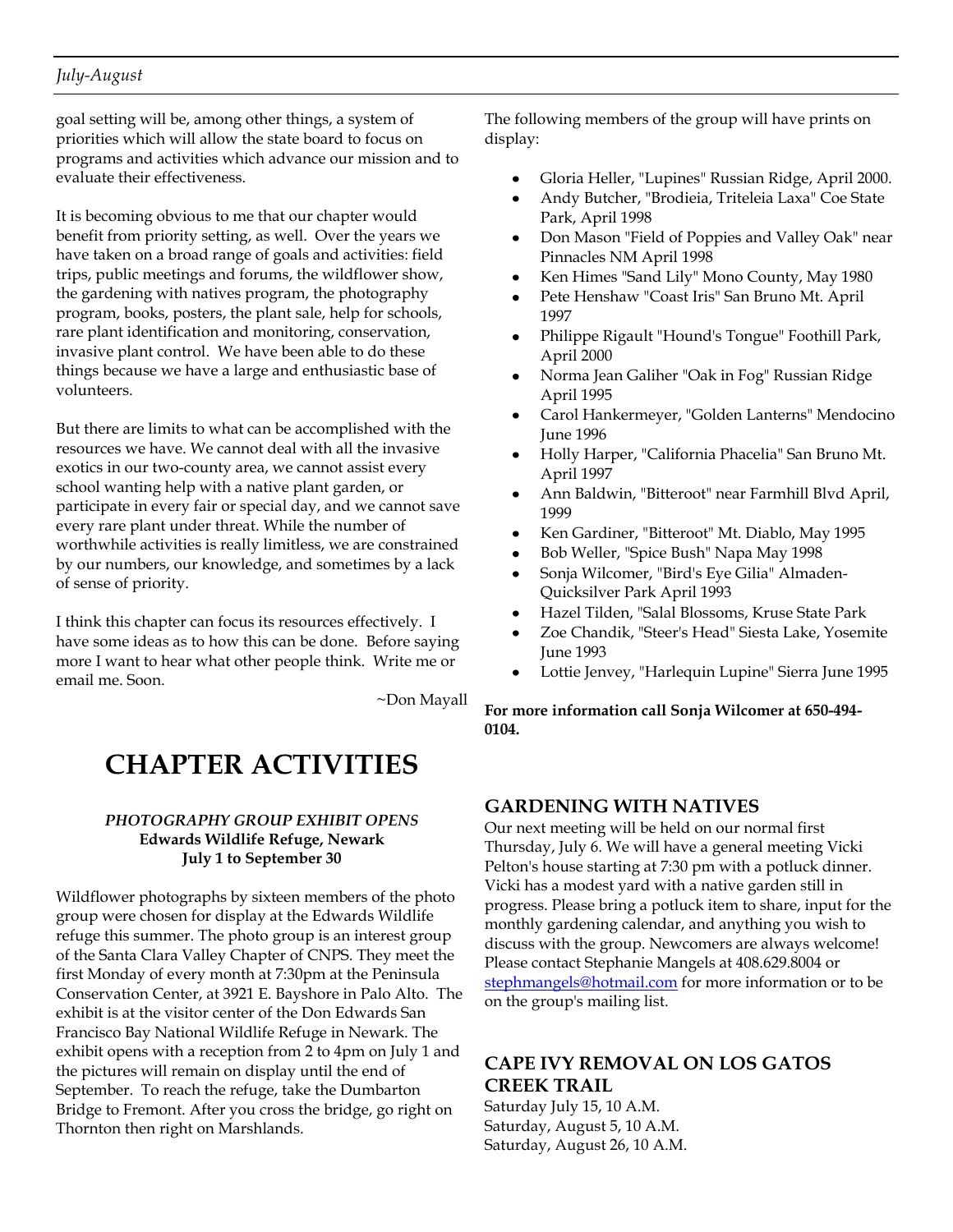goal setting will be, among other things, a system of priorities which will allow the state board to focus on programs and activities which advance our mission and to evaluate their effectiveness.

It is becoming obvious to me that our chapter would benefit from priority setting, as well. Over the years we have taken on a broad range of goals and activities: field trips, public meetings and forums, the wildflower show, the gardening with natives program, the photography program, books, posters, the plant sale, help for schools, rare plant identification and monitoring, conservation, invasive plant control. We have been able to do these things because we have a large and enthusiastic base of volunteers.

But there are limits to what can be accomplished with the resources we have. We cannot deal with all the invasive exotics in our two-county area, we cannot assist every school wanting help with a native plant garden, or participate in every fair or special day, and we cannot save every rare plant under threat. While the number of worthwhile activities is really limitless, we are constrained by our numbers, our knowledge, and sometimes by a lack of sense of priority.

I think this chapter can focus its resources effectively. I have some ideas as to how this can be done. Before saying more I want to hear what other people think. Write me or email me. Soon.

~Don Mayall

# CHAPTER ACTIVITIES

*PHOTOGRAPHY GROUP EXHIBIT OPENS*
**Edwards Wildlife Refuge, Newark**
**July 1 to September 30**

Wildflower photographs by sixteen members of the photo group were chosen for display at the Edwards Wildlife refuge this summer. The photo group is an interest group of the Santa Clara Valley Chapter of CNPS. They meet the first Monday of every month at 7:30pm at the Peninsula Conservation Center, at 3921 E. Bayshore in Palo Alto. The exhibit is at the visitor center of the Don Edwards San Francisco Bay National Wildlife Refuge in Newark. The exhibit opens with a reception from 2 to 4pm on July 1 and the pictures will remain on display until the end of September. To reach the refuge, take the Dumbarton Bridge to Fremont. After you cross the bridge, go right on Thornton then right on Marshlands.

The following members of the group will have prints on display:

- Gloria Heller, "Lupines" Russian Ridge, April 2000.
- Andy Butcher, "Brodieia, Triteleia Laxa" Coe State Park, April 1998
- Don Mason "Field of Poppies and Valley Oak" near Pinnacles NM April 1998
- Ken Himes "Sand Lily" Mono County, May 1980
- Pete Henshaw "Coast Iris" San Bruno Mt. April 1997
- Philippe Rigault "Hound's Tongue" Foothill Park, April 2000
- Norma Jean Galiher "Oak in Fog" Russian Ridge April 1995
- Carol Hankermeyer, "Golden Lanterns" Mendocino June 1996
- Holly Harper, "California Phacelia" San Bruno Mt. April 1997
- Ann Baldwin, "Bitteroot" near Farmhill Blvd April, 1999
- Ken Gardiner, "Bitteroot" Mt. Diablo, May 1995
- Bob Weller, "Spice Bush" Napa May 1998
- Sonja Wilcomer, "Bird's Eye Gilia" Almaden-Quicksilver Park April 1993
- Hazel Tilden, "Salal Blossoms, Kruse State Park
- Zoe Chandik, "Steer's Head" Siesta Lake, Yosemite June 1993
- Lottie Jenvey, "Harlequin Lupine" Sierra June 1995

**For more information call Sonja Wilcomer at 650-494-0104.**

## GARDENING WITH NATIVES

Our next meeting will be held on our normal first Thursday, July 6. We will have a general meeting Vicki Pelton's house starting at 7:30 pm with a potluck dinner. Vicki has a modest yard with a native garden still in progress. Please bring a potluck item to share, input for the monthly gardening calendar, and anything you wish to discuss with the group. Newcomers are always welcome! Please contact Stephanie Mangels at 408.629.8004 or stephmangels@hotmail.com for more information or to be on the group's mailing list.

## CAPE IVY REMOVAL ON LOS GATOS CREEK TRAIL

Saturday July 15, 10 A.M.
Saturday, August 5, 10 A.M.
Saturday, August 26, 10 A.M.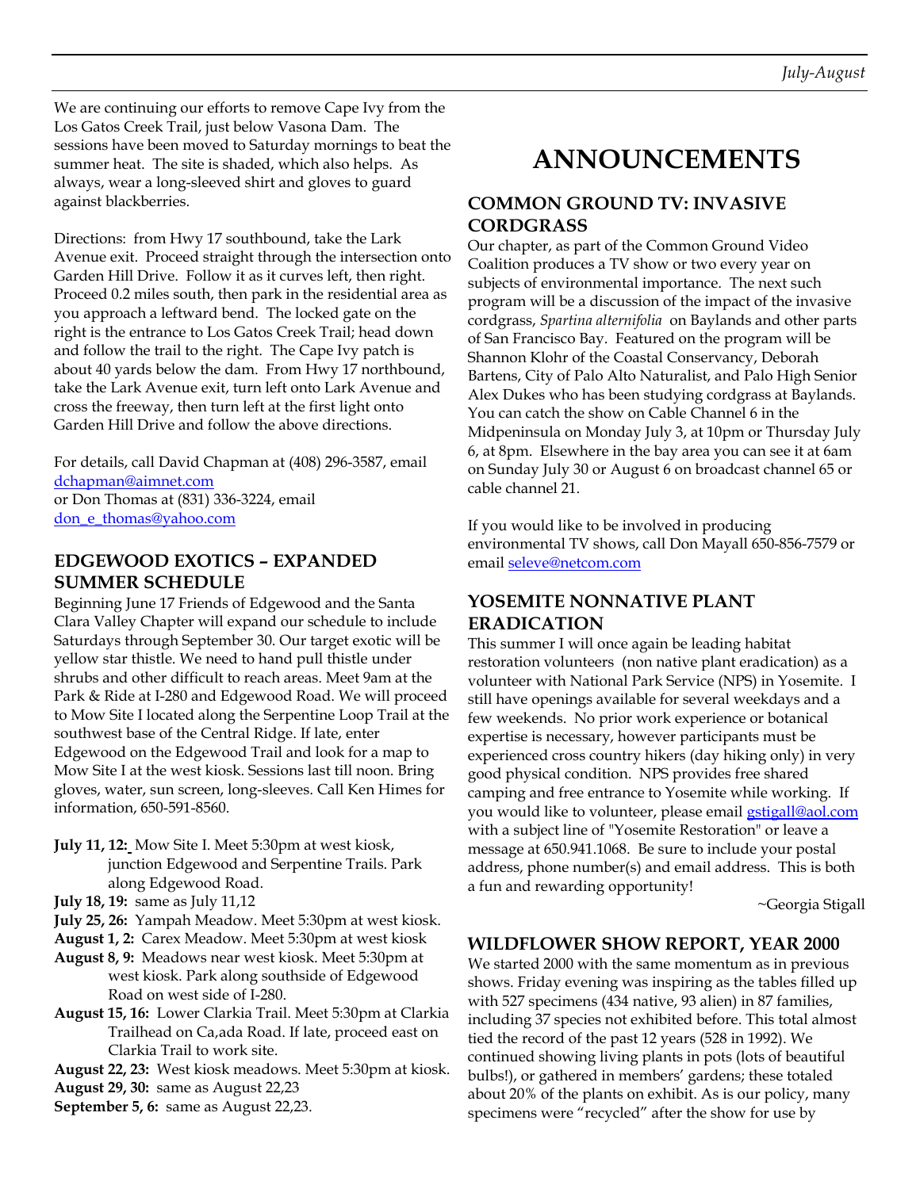We are continuing our efforts to remove Cape Ivy from the Los Gatos Creek Trail, just below Vasona Dam. The sessions have been moved to Saturday mornings to beat the summer heat. The site is shaded, which also helps. As always, wear a long-sleeved shirt and gloves to guard against blackberries.

Directions: from Hwy 17 southbound, take the Lark Avenue exit. Proceed straight through the intersection onto Garden Hill Drive. Follow it as it curves left, then right. Proceed 0.2 miles south, then park in the residential area as you approach a leftward bend. The locked gate on the right is the entrance to Los Gatos Creek Trail; head down and follow the trail to the right. The Cape Ivy patch is about 40 yards below the dam. From Hwy 17 northbound, take the Lark Avenue exit, turn left onto Lark Avenue and cross the freeway, then turn left at the first light onto Garden Hill Drive and follow the above directions.

For details, call David Chapman at (408) 296-3587, email dchapman@aimnet.com
or Don Thomas at (831) 336-3224, email don_e_thomas@yahoo.com

### EDGEWOOD EXOTICS – EXPANDED SUMMER SCHEDULE

Beginning June 17 Friends of Edgewood and the Santa Clara Valley Chapter will expand our schedule to include Saturdays through September 30. Our target exotic will be yellow star thistle. We need to hand pull thistle under shrubs and other difficult to reach areas. Meet 9am at the Park & Ride at I-280 and Edgewood Road. We will proceed to Mow Site I located along the Serpentine Loop Trail at the southwest base of the Central Ridge. If late, enter Edgewood on the Edgewood Trail and look for a map to Mow Site I at the west kiosk. Sessions last till noon. Bring gloves, water, sun screen, long-sleeves. Call Ken Himes for information, 650-591-8560.

**July 11, 12:** Mow Site I. Meet 5:30pm at west kiosk, junction Edgewood and Serpentine Trails. Park along Edgewood Road.
**July 18, 19:** same as July 11,12
**July 25, 26:** Yampah Meadow. Meet 5:30pm at west kiosk.
**August 1, 2:** Carex Meadow. Meet 5:30pm at west kiosk
**August 8, 9:** Meadows near west kiosk. Meet 5:30pm at west kiosk. Park along southside of Edgewood Road on west side of I-280.
**August 15, 16:** Lower Clarkia Trail. Meet 5:30pm at Clarkia Trailhead on Ca,ada Road. If late, proceed east on Clarkia Trail to work site.
**August 22, 23:** West kiosk meadows. Meet 5:30pm at kiosk.
**August 29, 30:** same as August 22,23
**September 5, 6:** same as August 22,23.

# ANNOUNCEMENTS

### COMMON GROUND TV: INVASIVE CORDGRASS

Our chapter, as part of the Common Ground Video Coalition produces a TV show or two every year on subjects of environmental importance. The next such program will be a discussion of the impact of the invasive cordgrass, *Spartina alternifolia* on Baylands and other parts of San Francisco Bay. Featured on the program will be Shannon Klohr of the Coastal Conservancy, Deborah Bartens, City of Palo Alto Naturalist, and Palo High Senior Alex Dukes who has been studying cordgrass at Baylands. You can catch the show on Cable Channel 6 in the Midpeninsula on Monday July 3, at 10pm or Thursday July 6, at 8pm. Elsewhere in the bay area you can see it at 6am on Sunday July 30 or August 6 on broadcast channel 65 or cable channel 21.

If you would like to be involved in producing environmental TV shows, call Don Mayall 650-856-7579 or email seleve@netcom.com

### YOSEMITE NONNATIVE PLANT ERADICATION

This summer I will once again be leading habitat restoration volunteers (non native plant eradication) as a volunteer with National Park Service (NPS) in Yosemite. I still have openings available for several weekdays and a few weekends. No prior work experience or botanical expertise is necessary, however participants must be experienced cross country hikers (day hiking only) in very good physical condition. NPS provides free shared camping and free entrance to Yosemite while working. If you would like to volunteer, please email gstigall@aol.com with a subject line of "Yosemite Restoration" or leave a message at 650.941.1068. Be sure to include your postal address, phone number(s) and email address. This is both a fun and rewarding opportunity!

~Georgia Stigall

### WILDFLOWER SHOW REPORT, YEAR 2000

We started 2000 with the same momentum as in previous shows. Friday evening was inspiring as the tables filled up with 527 specimens (434 native, 93 alien) in 87 families, including 37 species not exhibited before. This total almost tied the record of the past 12 years (528 in 1992). We continued showing living plants in pots (lots of beautiful bulbs!), or gathered in members' gardens; these totaled about 20% of the plants on exhibit. As is our policy, many specimens were "recycled" after the show for use by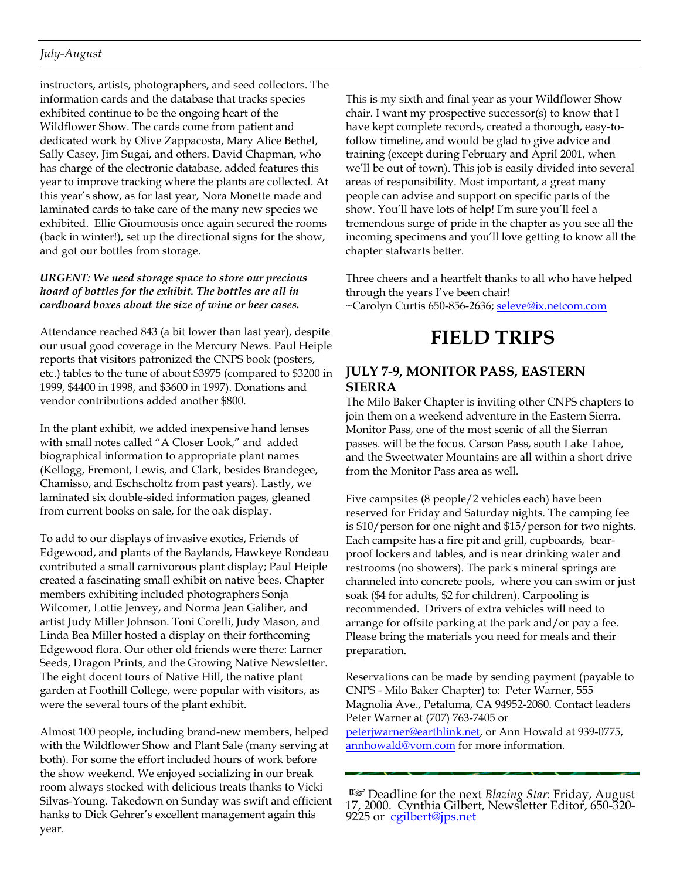instructors, artists, photographers, and seed collectors. The information cards and the database that tracks species exhibited continue to be the ongoing heart of the Wildflower Show. The cards come from patient and dedicated work by Olive Zappacosta, Mary Alice Bethel, Sally Casey, Jim Sugai, and others. David Chapman, who has charge of the electronic database, added features this year to improve tracking where the plants are collected. At this year's show, as for last year, Nora Monette made and laminated cards to take care of the many new species we exhibited. Ellie Gioumousis once again secured the rooms (back in winter!), set up the directional signs for the show, and got our bottles from storage.

***URGENT: We need storage space to store our precious hoard of bottles for the exhibit. The bottles are all in cardboard boxes about the size of wine or beer cases.***

Attendance reached 843 (a bit lower than last year), despite our usual good coverage in the Mercury News. Paul Heiple reports that visitors patronized the CNPS book (posters, etc.) tables to the tune of about $3975 (compared to $3200 in 1999, $4400 in 1998, and $3600 in 1997). Donations and vendor contributions added another $800.

In the plant exhibit, we added inexpensive hand lenses with small notes called "A Closer Look," and added biographical information to appropriate plant names (Kellogg, Fremont, Lewis, and Clark, besides Brandegee, Chamisso, and Eschscholtz from past years). Lastly, we laminated six double-sided information pages, gleaned from current books on sale, for the oak display.

To add to our displays of invasive exotics, Friends of Edgewood, and plants of the Baylands, Hawkeye Rondeau contributed a small carnivorous plant display; Paul Heiple created a fascinating small exhibit on native bees. Chapter members exhibiting included photographers Sonja Wilcomer, Lottie Jenvey, and Norma Jean Galiher, and artist Judy Miller Johnson. Toni Corelli, Judy Mason, and Linda Bea Miller hosted a display on their forthcoming Edgewood flora. Our other old friends were there: Larner Seeds, Dragon Prints, and the Growing Native Newsletter. The eight docent tours of Native Hill, the native plant garden at Foothill College, were popular with visitors, as were the several tours of the plant exhibit.

Almost 100 people, including brand-new members, helped with the Wildflower Show and Plant Sale (many serving at both). For some the effort included hours of work before the show weekend. We enjoyed socializing in our break room always stocked with delicious treats thanks to Vicki Silvas-Young. Takedown on Sunday was swift and efficient hanks to Dick Gehrer's excellent management again this year.

This is my sixth and final year as your Wildflower Show chair. I want my prospective successor(s) to know that I have kept complete records, created a thorough, easy-to-follow timeline, and would be glad to give advice and training (except during February and April 2001, when we'll be out of town). This job is easily divided into several areas of responsibility. Most important, a great many people can advise and support on specific parts of the show. You'll have lots of help! I'm sure you'll feel a tremendous surge of pride in the chapter as you see all the incoming specimens and you'll love getting to know all the chapter stalwarts better.

Three cheers and a heartfelt thanks to all who have helped through the years I've been chair!
~Carolyn Curtis 650-856-2636; seleve@ix.netcom.com

# FIELD TRIPS

## JULY 7-9, MONITOR PASS, EASTERN SIERRA

The Milo Baker Chapter is inviting other CNPS chapters to join them on a weekend adventure in the Eastern Sierra. Monitor Pass, one of the most scenic of all the Sierran passes. will be the focus. Carson Pass, south Lake Tahoe, and the Sweetwater Mountains are all within a short drive from the Monitor Pass area as well.

Five campsites (8 people/2 vehicles each) have been reserved for Friday and Saturday nights. The camping fee is $10/person for one night and $15/person for two nights. Each campsite has a fire pit and grill, cupboards, bear-proof lockers and tables, and is near drinking water and restrooms (no showers). The park's mineral springs are channeled into concrete pools, where you can swim or just soak ($4 for adults, $2 for children). Carpooling is recommended. Drivers of extra vehicles will need to arrange for offsite parking at the park and/or pay a fee. Please bring the materials you need for meals and their preparation.

Reservations can be made by sending payment (payable to CNPS - Milo Baker Chapter) to: Peter Warner, 555 Magnolia Ave., Petaluma, CA 94952-2080. Contact leaders Peter Warner at (707) 763-7405 or peterjwarner@earthlink.net, or Ann Howald at 939-0775, annhowald@vom.com for more information.

☞ Deadline for the next *Blazing Star*: Friday, August 17, 2000. Cynthia Gilbert, Newsletter Editor, 650-320-9225 or cgilbert@jps.net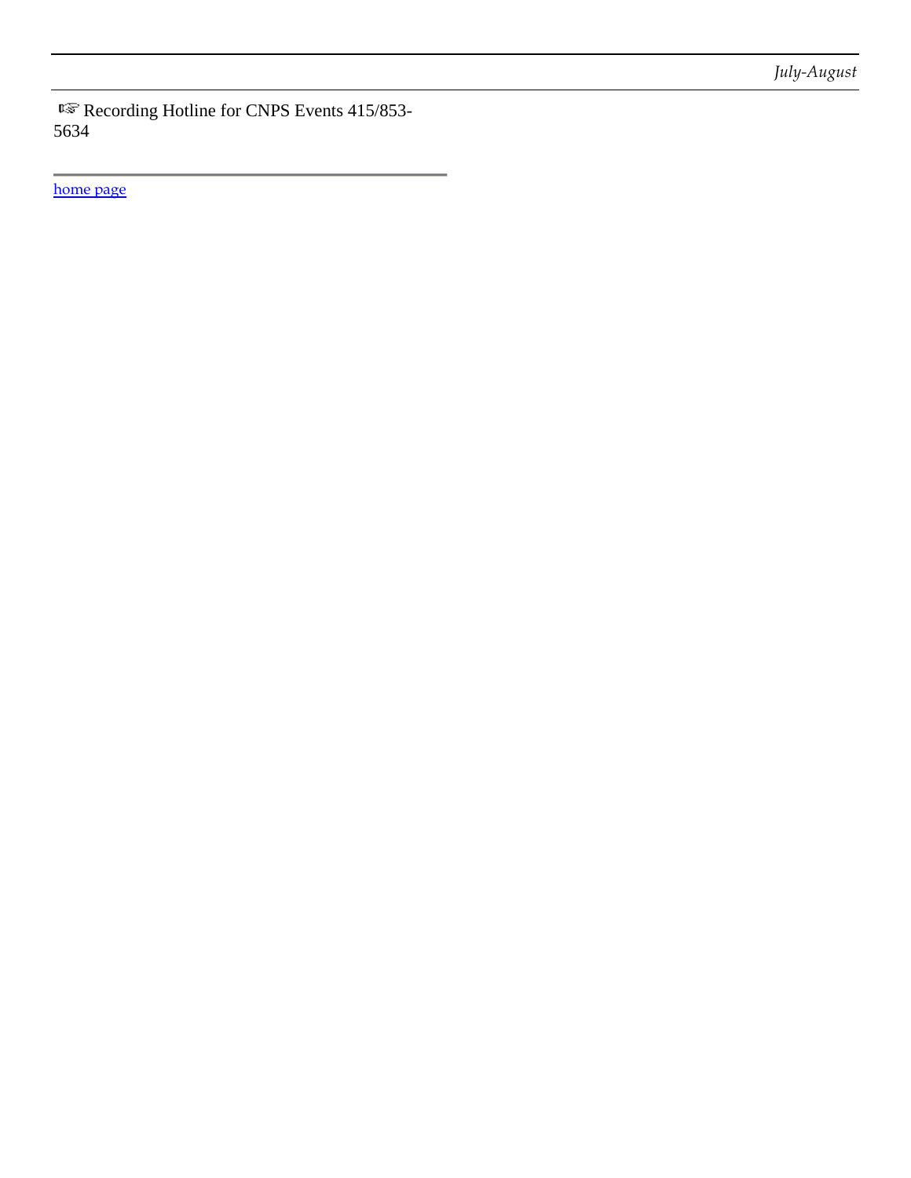☞ Recording Hotline for CNPS Events 415/853-5634

---

home page